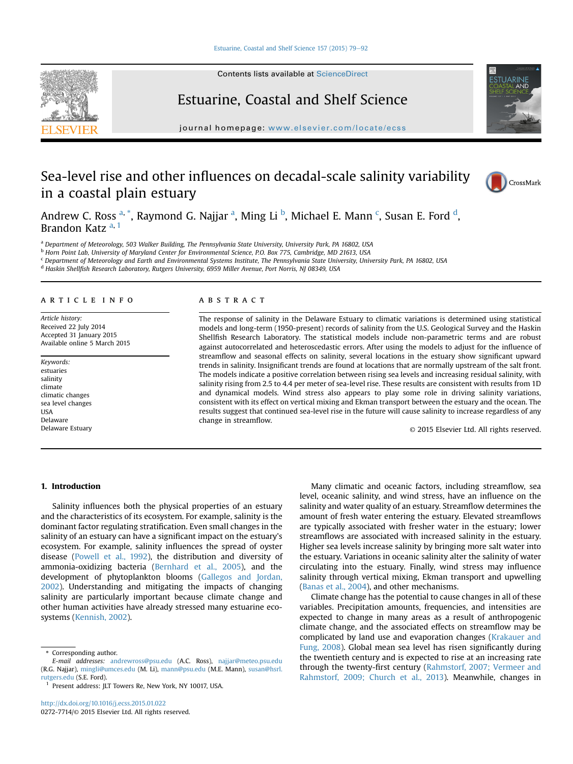# Sea-level rise and other influences on decadal-scale salinity variability in a coastal plain estuary

Andrew C. Ross [a,*], Raymond G. Najjar [a], Ming Li [b], Michael E. Mann [c], Susan E. Ford [d], Brandon Katz [a,1]

[a] Department of Meteorology, 503 Walker Building, The Pennsylvania State University, University Park, PA 16802, USA
[b] Horn Point Lab, University of Maryland Center for Environmental Science, P.O. Box 775, Cambridge, MD 21613, USA
[c] Department of Meteorology and Earth and Environmental Systems Institute, The Pennsylvania State University, University Park, PA 16802, USA
[d] Haskin Shellfish Research Laboratory, Rutgers University, 6959 Miller Avenue, Port Norris, NJ 08349, USA

## ARTICLE INFO

*Article history:*
Received 22 July 2014
Accepted 31 January 2015
Available online 5 March 2015

*Keywords:*
estuaries
salinity
climate
climatic changes
sea level changes
USA
Delaware
Delaware Estuary

## ABSTRACT

The response of salinity in the Delaware Estuary to climatic variations is determined using statistical models and long-term (1950-present) records of salinity from the U.S. Geological Survey and the Haskin Shellfish Research Laboratory. The statistical models include non-parametric terms and are robust against autocorrelated and heteroscedastic errors. After using the models to adjust for the influence of streamflow and seasonal effects on salinity, several locations in the estuary show significant upward trends in salinity. Insignificant trends are found at locations that are normally upstream of the salt front. The models indicate a positive correlation between rising sea levels and increasing residual salinity, with salinity rising from 2.5 to 4.4 per meter of sea-level rise. These results are consistent with results from 1D and dynamical models. Wind stress also appears to play some role in driving salinity variations, consistent with its effect on vertical mixing and Ekman transport between the estuary and the ocean. The results suggest that continued sea-level rise in the future will cause salinity to increase regardless of any change in streamflow.

© 2015 Elsevier Ltd. All rights reserved.

## 1. Introduction

Salinity influences both the physical properties of an estuary and the characteristics of its ecosystem. For example, salinity is the dominant factor regulating stratification. Even small changes in the salinity of an estuary can have a significant impact on the estuary's ecosystem. For example, salinity influences the spread of oyster disease (Powell et al., 1992), the distribution and diversity of ammonia-oxidizing bacteria (Bernhard et al., 2005), and the development of phytoplankton blooms (Gallegos and Jordan, 2002). Understanding and mitigating the impacts of changing salinity are particularly important because climate change and other human activities have already stressed many estuarine ecosystems (Kennish, 2002).

Many climatic and oceanic factors, including streamflow, sea level, oceanic salinity, and wind stress, have an influence on the salinity and water quality of an estuary. Streamflow determines the amount of fresh water entering the estuary. Elevated streamflows are typically associated with fresher water in the estuary; lower streamflows are associated with increased salinity in the estuary. Higher sea levels increase salinity by bringing more salt water into the estuary. Variations in oceanic salinity alter the salinity of water circulating into the estuary. Finally, wind stress may influence salinity through vertical mixing, Ekman transport and upwelling (Banas et al., 2004), and other mechanisms.

Climate change has the potential to cause changes in all of these variables. Precipitation amounts, frequencies, and intensities are expected to change in many areas as a result of anthropogenic climate change, and the associated effects on streamflow may be complicated by land use and evaporation changes (Krakauer and Fung, 2008). Global mean sea level has risen significantly during the twentieth century and is expected to rise at an increasing rate through the twenty-first century (Rahmstorf, 2007; Vermeer and Rahmstorf, 2009; Church et al., 2013). Meanwhile, changes in

\* Corresponding author.
*E-mail addresses:* andrewross@psu.edu (A.C. Ross), najjar@meteo.psu.edu (R.G. Najjar), mingli@umces.edu (M. Li), mann@psu.edu (M.E. Mann), susan@hsrl.rutgers.edu (S.E. Ford).
[1] Present address: JLT Towers Re, New York, NY 10017, USA.

http://dx.doi.org/10.1016/j.ecss.2015.01.022
0272-7714/© 2015 Elsevier Ltd. All rights reserved.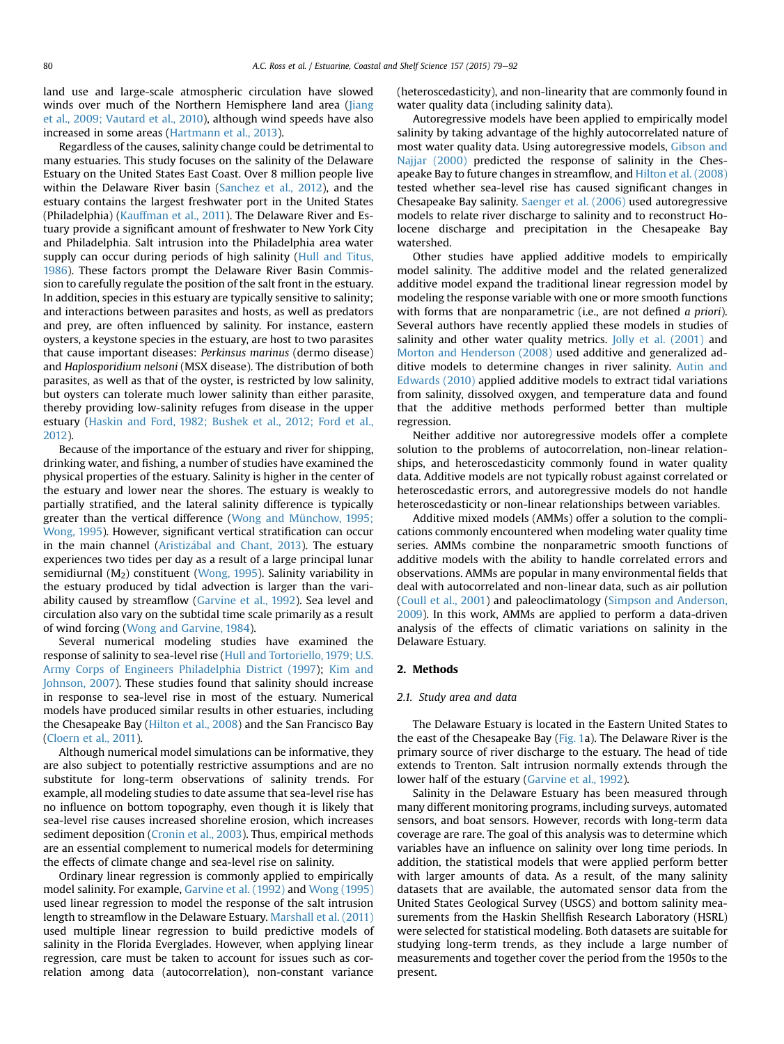land use and large-scale atmospheric circulation have slowed winds over much of the Northern Hemisphere land area (Jiang et al., 2009; Vautard et al., 2010), although wind speeds have also increased in some areas (Hartmann et al., 2013).

Regardless of the causes, salinity change could be detrimental to many estuaries. This study focuses on the salinity of the Delaware Estuary on the United States East Coast. Over 8 million people live within the Delaware River basin (Sanchez et al., 2012), and the estuary contains the largest freshwater port in the United States (Philadelphia) (Kauffman et al., 2011). The Delaware River and Estuary provide a significant amount of freshwater to New York City and Philadelphia. Salt intrusion into the Philadelphia area water supply can occur during periods of high salinity (Hull and Titus, 1986). These factors prompt the Delaware River Basin Commission to carefully regulate the position of the salt front in the estuary. In addition, species in this estuary are typically sensitive to salinity; and interactions between parasites and hosts, as well as predators and prey, are often influenced by salinity. For instance, eastern oysters, a keystone species in the estuary, are host to two parasites that cause important diseases: *Perkinsus marinus* (dermo disease) and *Haplosporidium nelsoni* (MSX disease). The distribution of both parasites, as well as that of the oyster, is restricted by low salinity, but oysters can tolerate much lower salinity than either parasite, thereby providing low-salinity refuges from disease in the upper estuary (Haskin and Ford, 1982; Bushek et al., 2012; Ford et al., 2012).

Because of the importance of the estuary and river for shipping, drinking water, and fishing, a number of studies have examined the physical properties of the estuary. Salinity is higher in the center of the estuary and lower near the shores. The estuary is weakly to partially stratified, and the lateral salinity difference is typically greater than the vertical difference (Wong and Münchow, 1995; Wong, 1995). However, significant vertical stratification can occur in the main channel (Aristizábal and Chant, 2013). The estuary experiences two tides per day as a result of a large principal lunar semidiurnal ($M_2$) constituent (Wong, 1995). Salinity variability in the estuary produced by tidal advection is larger than the variability caused by streamflow (Garvine et al., 1992). Sea level and circulation also vary on the subtidal time scale primarily as a result of wind forcing (Wong and Garvine, 1984).

Several numerical modeling studies have examined the response of salinity to sea-level rise (Hull and Tortoriello, 1979; U.S. Army Corps of Engineers Philadelphia District (1997); Kim and Johnson, 2007). These studies found that salinity should increase in response to sea-level rise in most of the estuary. Numerical models have produced similar results in other estuaries, including the Chesapeake Bay (Hilton et al., 2008) and the San Francisco Bay (Cloern et al., 2011).

Although numerical model simulations can be informative, they are also subject to potentially restrictive assumptions and are no substitute for long-term observations of salinity trends. For example, all modeling studies to date assume that sea-level rise has no influence on bottom topography, even though it is likely that sea-level rise causes increased shoreline erosion, which increases sediment deposition (Cronin et al., 2003). Thus, empirical methods are an essential complement to numerical models for determining the effects of climate change and sea-level rise on salinity.

Ordinary linear regression is commonly applied to empirically model salinity. For example, Garvine et al. (1992) and Wong (1995) used linear regression to model the response of the salt intrusion length to streamflow in the Delaware Estuary. Marshall et al. (2011) used multiple linear regression to build predictive models of salinity in the Florida Everglades. However, when applying linear regression, care must be taken to account for issues such as correlation among data (autocorrelation), non-constant variance (heteroscedasticity), and non-linearity that are commonly found in water quality data (including salinity data).

Autoregressive models have been applied to empirically model salinity by taking advantage of the highly autocorrelated nature of most water quality data. Using autoregressive models, Gibson and Najjar (2000) predicted the response of salinity in the Chesapeake Bay to future changes in streamflow, and Hilton et al. (2008) tested whether sea-level rise has caused significant changes in Chesapeake Bay salinity. Saenger et al. (2006) used autoregressive models to relate river discharge to salinity and to reconstruct Holocene discharge and precipitation in the Chesapeake Bay watershed.

Other studies have applied additive models to empirically model salinity. The additive model and the related generalized additive model expand the traditional linear regression model by modeling the response variable with one or more smooth functions with forms that are nonparametric (i.e., are not defined *a priori*). Several authors have recently applied these models in studies of salinity and other water quality metrics. Jolly et al. (2001) and Morton and Henderson (2008) used additive and generalized additive models to determine changes in river salinity. Autin and Edwards (2010) applied additive models to extract tidal variations from salinity, dissolved oxygen, and temperature data and found that the additive methods performed better than multiple regression.

Neither additive nor autoregressive models offer a complete solution to the problems of autocorrelation, non-linear relationships, and heteroscedasticity commonly found in water quality data. Additive models are not typically robust against correlated or heteroscedastic errors, and autoregressive models do not handle heteroscedasticity or non-linear relationships between variables.

Additive mixed models (AMMs) offer a solution to the complications commonly encountered when modeling water quality time series. AMMs combine the nonparametric smooth functions of additive models with the ability to handle correlated errors and observations. AMMs are popular in many environmental fields that deal with autocorrelated and non-linear data, such as air pollution (Coull et al., 2001) and paleoclimatology (Simpson and Anderson, 2009). In this work, AMMs are applied to perform a data-driven analysis of the effects of climatic variations on salinity in the Delaware Estuary.

## 2. Methods

### 2.1. Study area and data

The Delaware Estuary is located in the Eastern United States to the east of the Chesapeake Bay (Fig. 1a). The Delaware River is the primary source of river discharge to the estuary. The head of tide extends to Trenton. Salt intrusion normally extends through the lower half of the estuary (Garvine et al., 1992).

Salinity in the Delaware Estuary has been measured through many different monitoring programs, including surveys, automated sensors, and boat sensors. However, records with long-term data coverage are rare. The goal of this analysis was to determine which variables have an influence on salinity over long time periods. In addition, the statistical models that were applied perform better with larger amounts of data. As a result, of the many salinity datasets that are available, the automated sensor data from the United States Geological Survey (USGS) and bottom salinity measurements from the Haskin Shellfish Research Laboratory (HSRL) were selected for statistical modeling. Both datasets are suitable for studying long-term trends, as they include a large number of measurements and together cover the period from the 1950s to the present.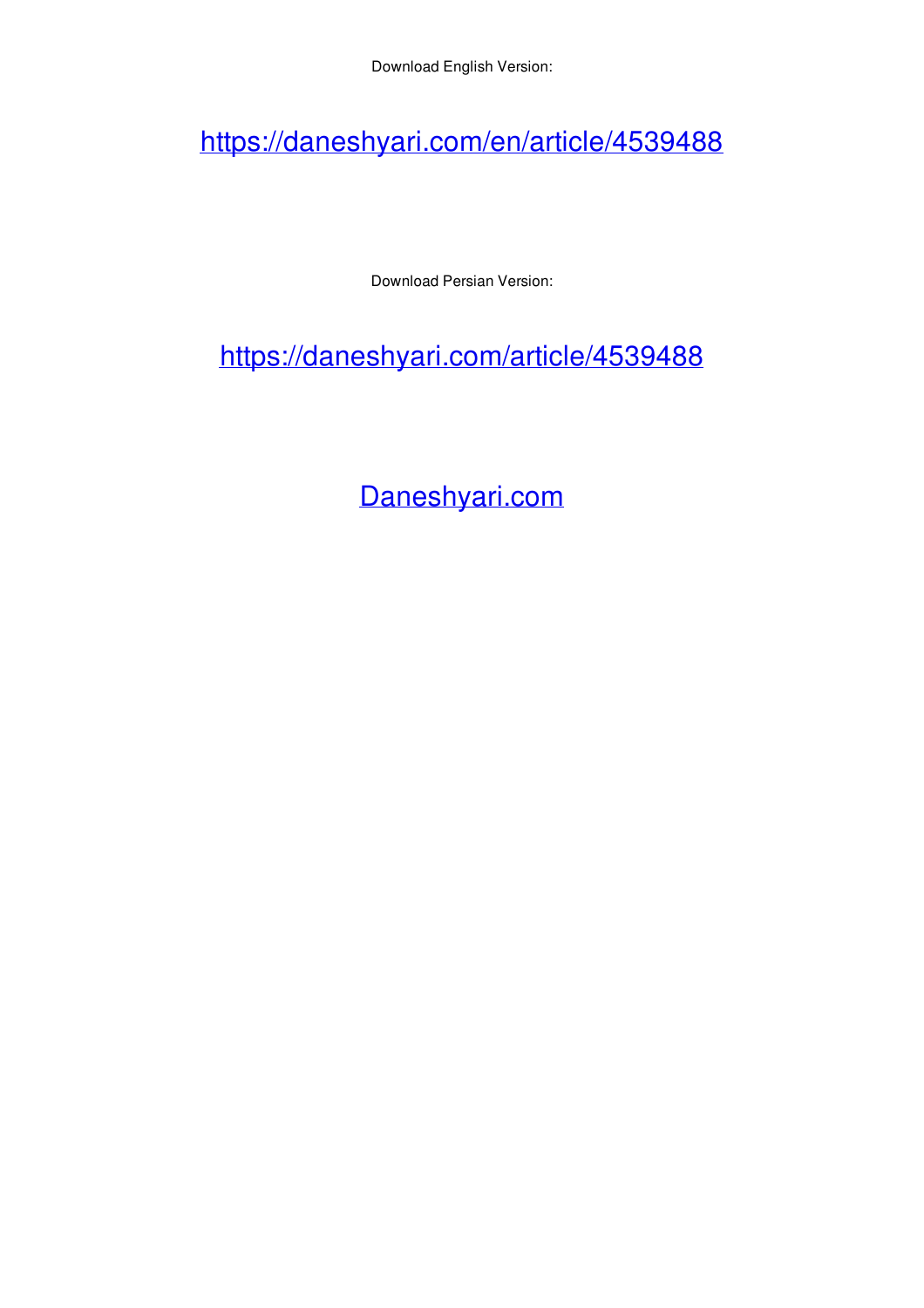Download English Version:

https://daneshyari.com/en/article/4539488

Download Persian Version:

https://daneshyari.com/article/4539488

Daneshyari.com